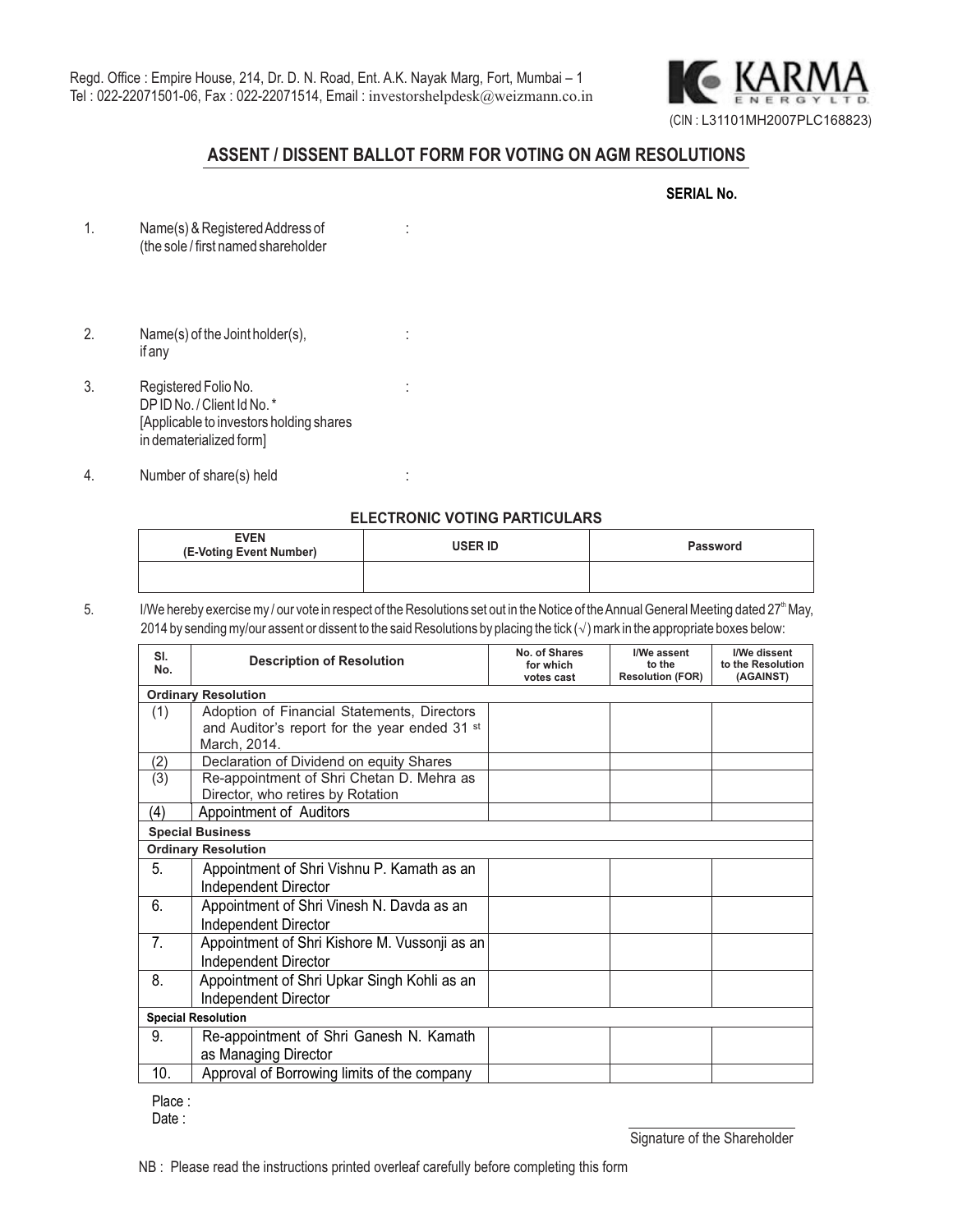Regd. Office : Empire House, 214, Dr. D. N. Road, Ent. A.K. Nayak Marg, Fort, Mumbai – 1
Tel : 022-22071501-06, Fax : 022-22071514, Email : investorshelpdesk@weizmann.co.in

KARMA ENERGY LTD.
(CIN : L31101MH2007PLC168823)

## ASSENT / DISSENT BALLOT FORM FOR VOTING ON AGM RESOLUTIONS

**SERIAL No.**

1. Name(s) & Registered Address of (the sole / first named shareholder :

2. Name(s) of the Joint holder(s), if any :

3. Registered Folio No. DP ID No. / Client Id No. * [Applicable to investors holding shares in dematerialized form] :

4. Number of share(s) held :

**ELECTRONIC VOTING PARTICULARS**

| EVEN (E-Voting Event Number) | USER ID | Password |
|---|---|---|
| | | |

5. I/We hereby exercise my / our vote in respect of the Resolutions set out in the Notice of the Annual General Meeting dated 27th May, 2014 by sending my/our assent or dissent to the said Resolutions by placing the tick (√) mark in the appropriate boxes below:

| Sl. No. | Description of Resolution | No. of Shares for which votes cast | I/We assent to the Resolution (FOR) | I/We dissent to the Resolution (AGAINST) |
|---|---|---|---|---|
| **Ordinary Resolution** | | | | |
| (1) | Adoption of Financial Statements, Directors and Auditor's report for the year ended 31st March, 2014. | | | |
| (2) | Declaration of Dividend on equity Shares | | | |
| (3) | Re-appointment of Shri Chetan D. Mehra as Director, who retires by Rotation | | | |
| (4) | Appointment of Auditors | | | |
| **Special Business** | | | | |
| **Ordinary Resolution** | | | | |
| 5. | Appointment of Shri Vishnu P. Kamath as an Independent Director | | | |
| 6. | Appointment of Shri Vinesh N. Davda as an Independent Director | | | |
| 7. | Appointment of Shri Kishore M. Vussonji as an Independent Director | | | |
| 8. | Appointment of Shri Upkar Singh Kohli as an Independent Director | | | |
| **Special Resolution** | | | | |
| 9. | Re-appointment of Shri Ganesh N. Kamath as Managing Director | | | |
| 10. | Approval of Borrowing limits of the company | | | |

Place :

Date :

Signature of the Shareholder

NB : Please read the instructions printed overleaf carefully before completing this form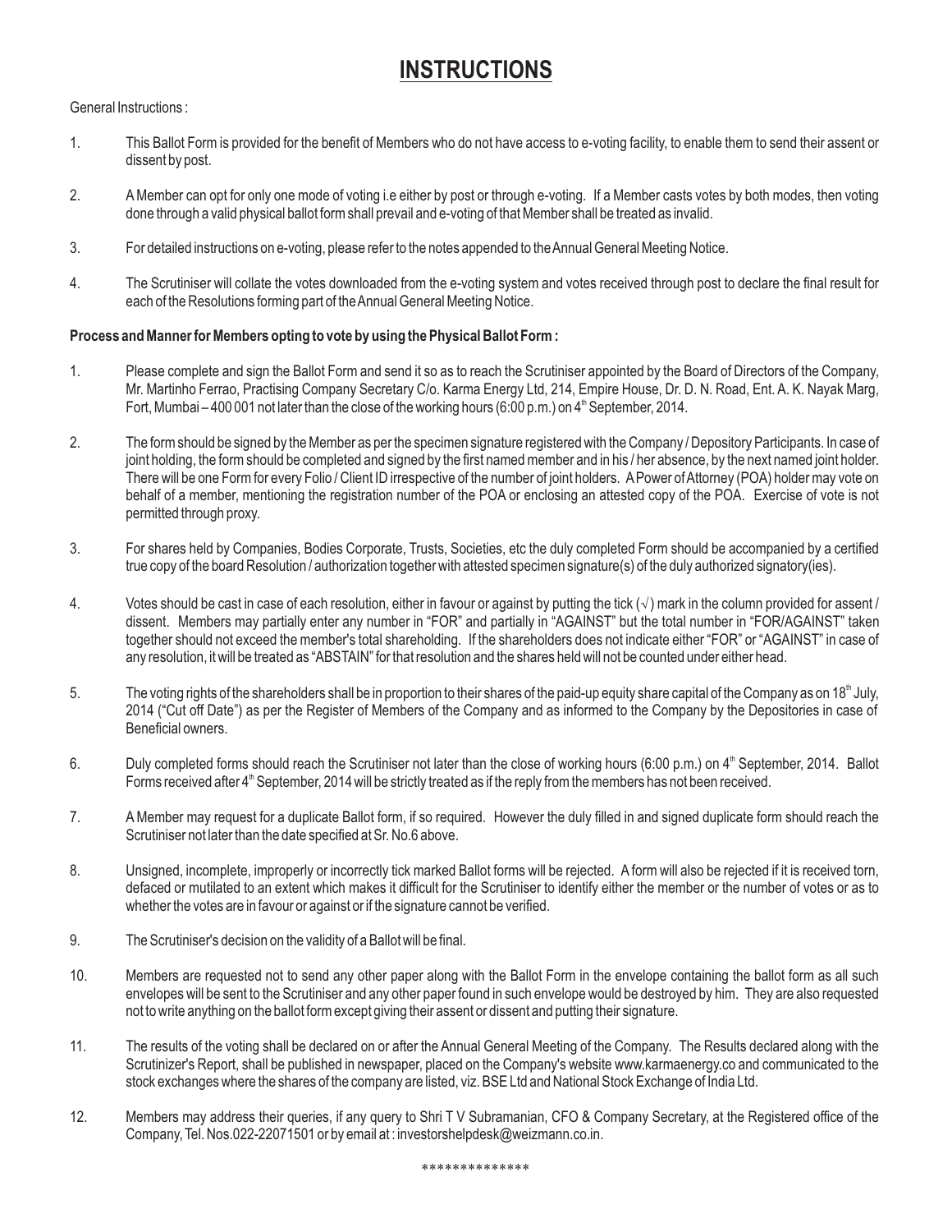# INSTRUCTIONS

General Instructions :

1. This Ballot Form is provided for the benefit of Members who do not have access to e-voting facility, to enable them to send their assent or dissent by post.

2. A Member can opt for only one mode of voting i.e either by post or through e-voting. If a Member casts votes by both modes, then voting done through a valid physical ballot form shall prevail and e-voting of that Member shall be treated as invalid.

3. For detailed instructions on e-voting, please refer to the notes appended to the Annual General Meeting Notice.

4. The Scrutiniser will collate the votes downloaded from the e-voting system and votes received through post to declare the final result for each of the Resolutions forming part of the Annual General Meeting Notice.

**Process and Manner for Members opting to vote by using the Physical Ballot Form :**

1. Please complete and sign the Ballot Form and send it so as to reach the Scrutiniser appointed by the Board of Directors of the Company, Mr. Martinho Ferrao, Practising Company Secretary C/o. Karma Energy Ltd, 214, Empire House, Dr. D. N. Road, Ent. A. K. Nayak Marg, Fort, Mumbai – 400 001 not later than the close of the working hours (6:00 p.m.) on 4th September, 2014.

2. The form should be signed by the Member as per the specimen signature registered with the Company / Depository Participants. In case of joint holding, the form should be completed and signed by the first named member and in his / her absence, by the next named joint holder. There will be one Form for every Folio / Client ID irrespective of the number of joint holders. A Power of Attorney (POA) holder may vote on behalf of a member, mentioning the registration number of the POA or enclosing an attested copy of the POA. Exercise of vote is not permitted through proxy.

3. For shares held by Companies, Bodies Corporate, Trusts, Societies, etc the duly completed Form should be accompanied by a certified true copy of the board Resolution / authorization together with attested specimen signature(s) of the duly authorized signatory(ies).

4. Votes should be cast in case of each resolution, either in favour or against by putting the tick (√) mark in the column provided for assent / dissent. Members may partially enter any number in "FOR" and partially in "AGAINST" but the total number in "FOR/AGAINST" taken together should not exceed the member's total shareholding. If the shareholders does not indicate either "FOR" or "AGAINST" in case of any resolution, it will be treated as "ABSTAIN" for that resolution and the shares held will not be counted under either head.

5. The voting rights of the shareholders shall be in proportion to their shares of the paid-up equity share capital of the Company as on 18th July, 2014 ("Cut off Date") as per the Register of Members of the Company and as informed to the Company by the Depositories in case of Beneficial owners.

6. Duly completed forms should reach the Scrutiniser not later than the close of working hours (6:00 p.m.) on 4th September, 2014. Ballot Forms received after 4th September, 2014 will be strictly treated as if the reply from the members has not been received.

7. A Member may request for a duplicate Ballot form, if so required. However the duly filled in and signed duplicate form should reach the Scrutiniser not later than the date specified at Sr. No.6 above.

8. Unsigned, incomplete, improperly or incorrectly tick marked Ballot forms will be rejected. A form will also be rejected if it is received torn, defaced or mutilated to an extent which makes it difficult for the Scrutiniser to identify either the member or the number of votes or as to whether the votes are in favour or against or if the signature cannot be verified.

9. The Scrutiniser's decision on the validity of a Ballot will be final.

10. Members are requested not to send any other paper along with the Ballot Form in the envelope containing the ballot form as all such envelopes will be sent to the Scrutiniser and any other paper found in such envelope would be destroyed by him. They are also requested not to write anything on the ballot form except giving their assent or dissent and putting their signature.

11. The results of the voting shall be declared on or after the Annual General Meeting of the Company. The Results declared along with the Scrutinizer's Report, shall be published in newspaper, placed on the Company's website www.karmaenergy.co and communicated to the stock exchanges where the shares of the company are listed, viz. BSE Ltd and National Stock Exchange of India Ltd.

12. Members may address their queries, if any query to Shri T V Subramanian, CFO & Company Secretary, at the Registered office of the Company, Tel. Nos.022-22071501 or by email at : investorshelpdesk@weizmann.co.in.

**************